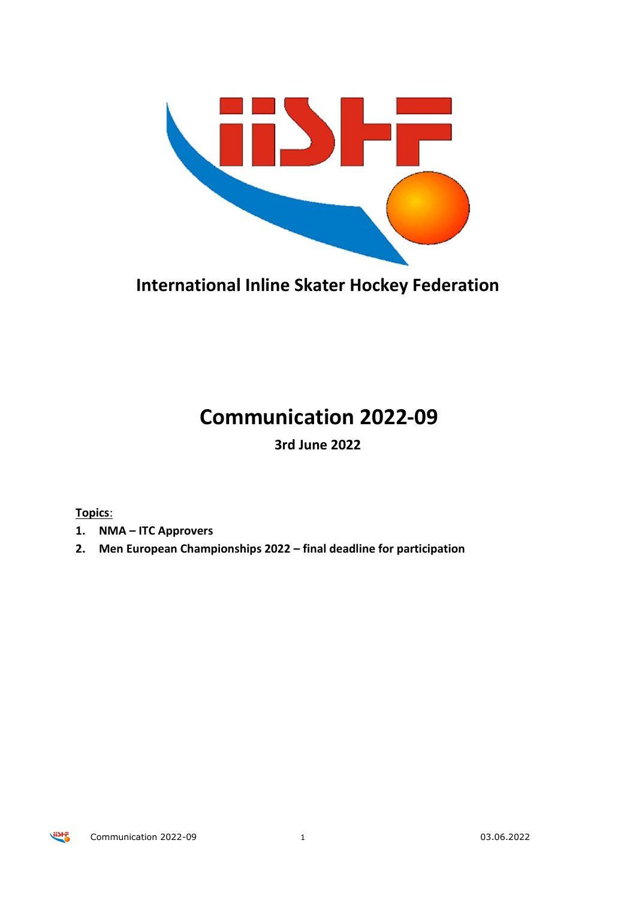International Inline Skater Hockey Federation

# Communication 2022-09

**3rd June 2022**

**Topics**:

1. **NMA – ITC Approvers**
2. **Men European Championships 2022 – final deadline for participation**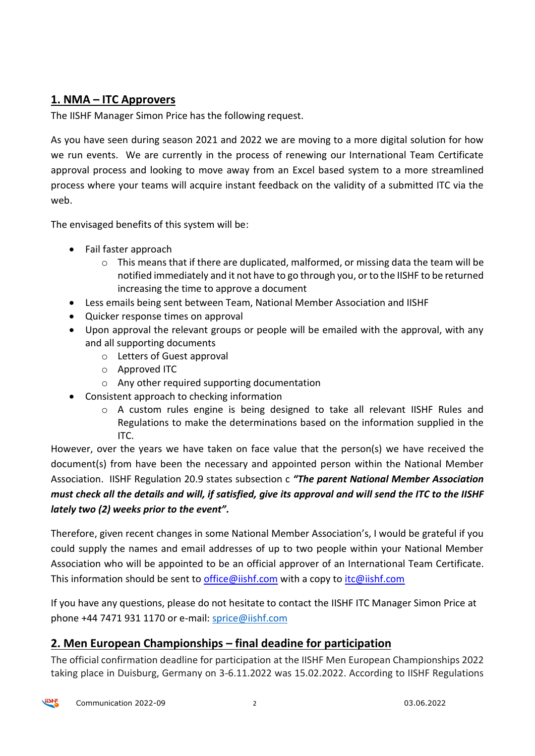## 1. NMA – ITC Approvers

The IISHF Manager Simon Price has the following request.

As you have seen during season 2021 and 2022 we are moving to a more digital solution for how we run events. We are currently in the process of renewing our International Team Certificate approval process and looking to move away from an Excel based system to a more streamlined process where your teams will acquire instant feedback on the validity of a submitted ITC via the web.

The envisaged benefits of this system will be:

- Fail faster approach
  - This means that if there are duplicated, malformed, or missing data the team will be notified immediately and it not have to go through you, or to the IISHF to be returned increasing the time to approve a document
- Less emails being sent between Team, National Member Association and IISHF
- Quicker response times on approval
- Upon approval the relevant groups or people will be emailed with the approval, with any and all supporting documents
  - Letters of Guest approval
  - Approved ITC
  - Any other required supporting documentation
- Consistent approach to checking information
  - A custom rules engine is being designed to take all relevant IISHF Rules and Regulations to make the determinations based on the information supplied in the ITC.

However, over the years we have taken on face value that the person(s) we have received the document(s) from have been the necessary and appointed person within the National Member Association. IISHF Regulation 20.9 states subsection c ***"The parent National Member Association must check all the details and will, if satisfied, give its approval and will send the ITC to the IISHF lately two (2) weeks prior to the event".***

Therefore, given recent changes in some National Member Association's, I would be grateful if you could supply the names and email addresses of up to two people within your National Member Association who will be appointed to be an official approver of an International Team Certificate. This information should be sent to office@iishf.com with a copy to itc@iishf.com

If you have any questions, please do not hesitate to contact the IISHF ITC Manager Simon Price at phone +44 7471 931 1170 or e-mail: sprice@iishf.com

## 2. Men European Championships – final deadine for participation

The official confirmation deadline for participation at the IISHF Men European Championships 2022 taking place in Duisburg, Germany on 3-6.11.2022 was 15.02.2022. According to IISHF Regulations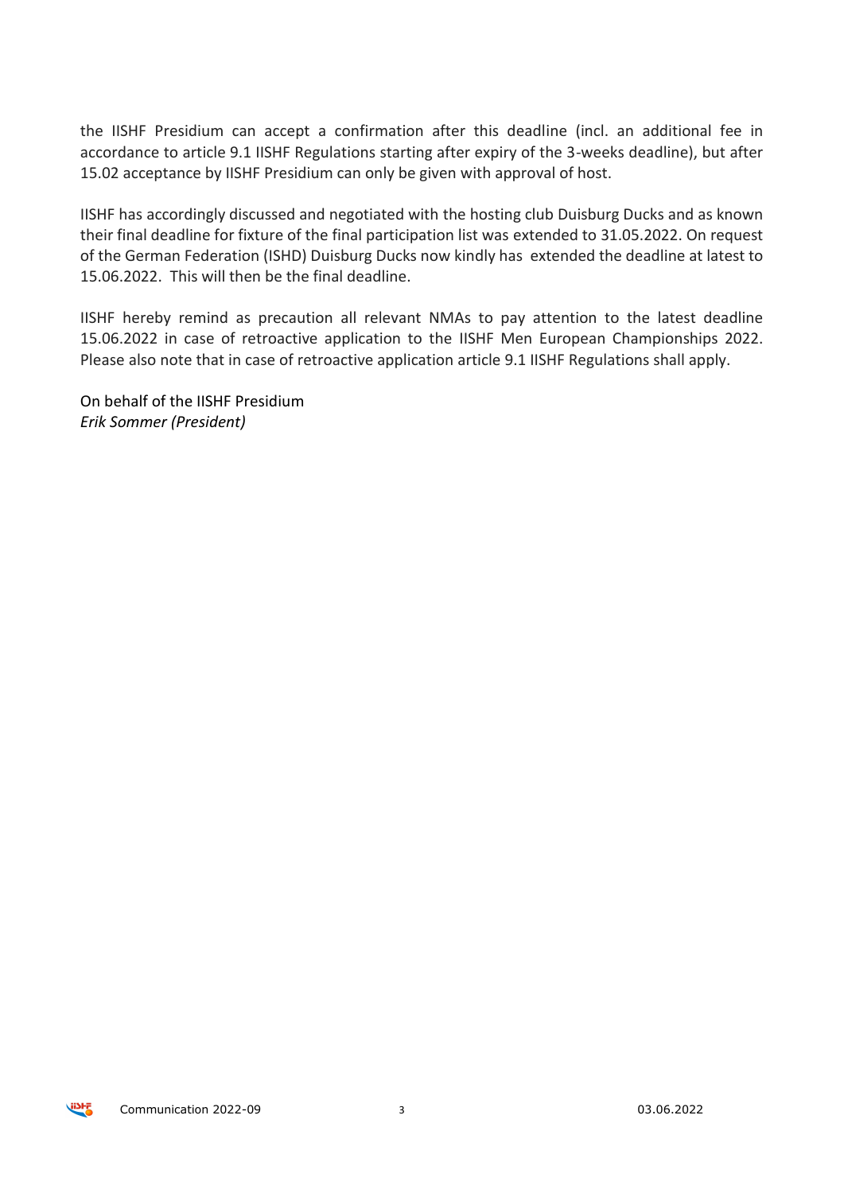the IISHF Presidium can accept a confirmation after this deadline (incl. an additional fee in accordance to article 9.1 IISHF Regulations starting after expiry of the 3-weeks deadline), but after 15.02 acceptance by IISHF Presidium can only be given with approval of host.

IISHF has accordingly discussed and negotiated with the hosting club Duisburg Ducks and as known their final deadline for fixture of the final participation list was extended to 31.05.2022. On request of the German Federation (ISHD) Duisburg Ducks now kindly has extended the deadline at latest to 15.06.2022. This will then be the final deadline.

IISHF hereby remind as precaution all relevant NMAs to pay attention to the latest deadline 15.06.2022 in case of retroactive application to the IISHF Men European Championships 2022. Please also note that in case of retroactive application article 9.1 IISHF Regulations shall apply.

On behalf of the IISHF Presidium
*Erik Sommer (President)*